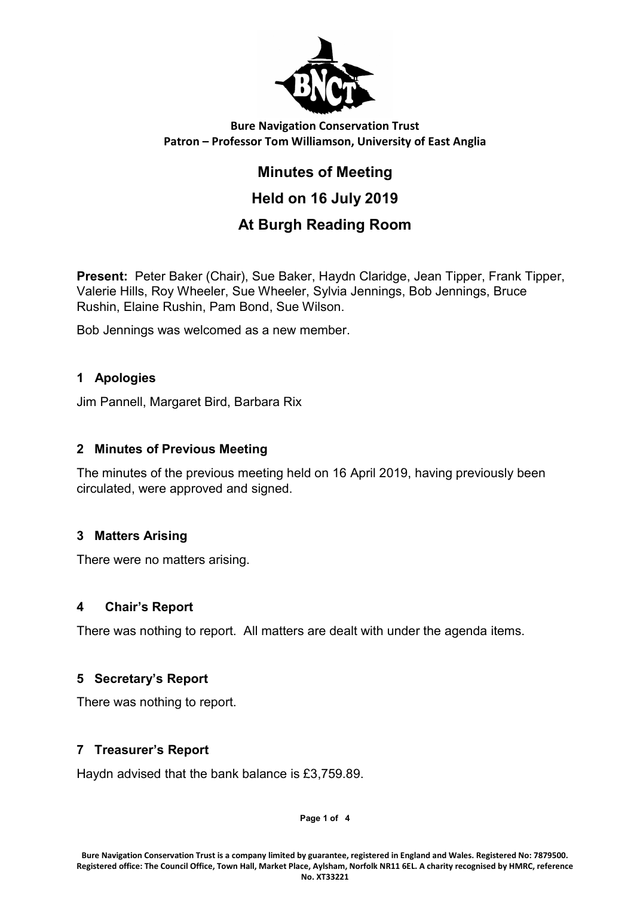**Bure Navigation Conservation Trust**
**Patron – Professor Tom Williamson, University of East Anglia**

# Minutes of Meeting

# Held on 16 July 2019

# At Burgh Reading Room

**Present:** Peter Baker (Chair), Sue Baker, Haydn Claridge, Jean Tipper, Frank Tipper, Valerie Hills, Roy Wheeler, Sue Wheeler, Sylvia Jennings, Bob Jennings, Bruce Rushin, Elaine Rushin, Pam Bond, Sue Wilson.

Bob Jennings was welcomed as a new member.

## 1 Apologies

Jim Pannell, Margaret Bird, Barbara Rix

## 2 Minutes of Previous Meeting

The minutes of the previous meeting held on 16 April 2019, having previously been circulated, were approved and signed.

## 3 Matters Arising

There were no matters arising.

## 4 Chair's Report

There was nothing to report. All matters are dealt with under the agenda items.

## 5 Secretary's Report

There was nothing to report.

## 7 Treasurer's Report

Haydn advised that the bank balance is £3,759.89.

Bure Navigation Conservation Trust is a company limited by guarantee, registered in England and Wales. Registered No: 7879500. Registered office: The Council Office, Town Hall, Market Place, Aylsham, Norfolk NR11 6EL. A charity recognised by HMRC, reference No. XT33221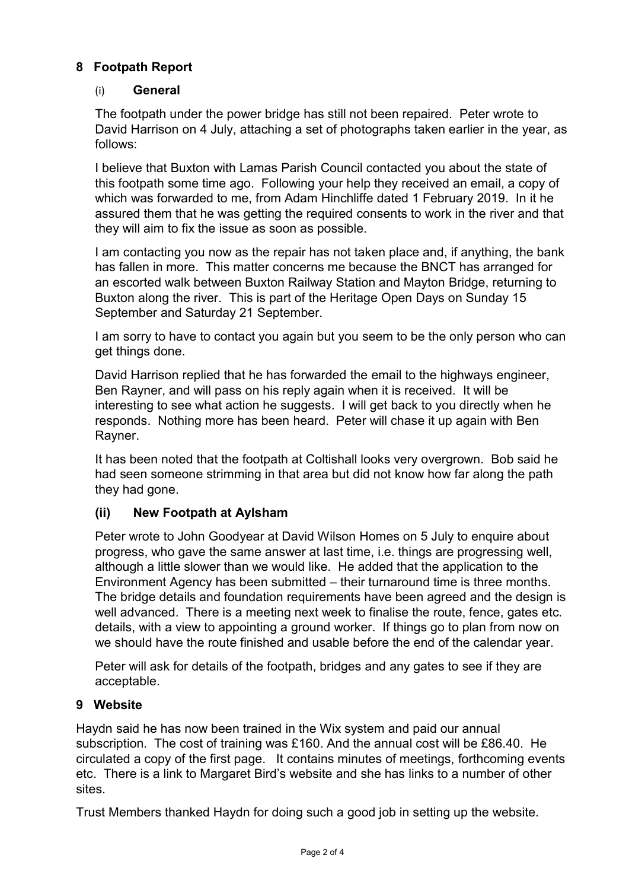## 8 Footpath Report

### (i) General

The footpath under the power bridge has still not been repaired. Peter wrote to David Harrison on 4 July, attaching a set of photographs taken earlier in the year, as follows:

I believe that Buxton with Lamas Parish Council contacted you about the state of this footpath some time ago. Following your help they received an email, a copy of which was forwarded to me, from Adam Hinchliffe dated 1 February 2019. In it he assured them that he was getting the required consents to work in the river and that they will aim to fix the issue as soon as possible.

I am contacting you now as the repair has not taken place and, if anything, the bank has fallen in more. This matter concerns me because the BNCT has arranged for an escorted walk between Buxton Railway Station and Mayton Bridge, returning to Buxton along the river. This is part of the Heritage Open Days on Sunday 15 September and Saturday 21 September.

I am sorry to have to contact you again but you seem to be the only person who can get things done.

David Harrison replied that he has forwarded the email to the highways engineer, Ben Rayner, and will pass on his reply again when it is received. It will be interesting to see what action he suggests. I will get back to you directly when he responds. Nothing more has been heard. Peter will chase it up again with Ben Rayner.

It has been noted that the footpath at Coltishall looks very overgrown. Bob said he had seen someone strimming in that area but did not know how far along the path they had gone.

### (ii) New Footpath at Aylsham

Peter wrote to John Goodyear at David Wilson Homes on 5 July to enquire about progress, who gave the same answer at last time, i.e. things are progressing well, although a little slower than we would like. He added that the application to the Environment Agency has been submitted – their turnaround time is three months. The bridge details and foundation requirements have been agreed and the design is well advanced. There is a meeting next week to finalise the route, fence, gates etc. details, with a view to appointing a ground worker. If things go to plan from now on we should have the route finished and usable before the end of the calendar year.

Peter will ask for details of the footpath, bridges and any gates to see if they are acceptable.

## 9 Website

Haydn said he has now been trained in the Wix system and paid our annual subscription. The cost of training was £160. And the annual cost will be £86.40. He circulated a copy of the first page. It contains minutes of meetings, forthcoming events etc. There is a link to Margaret Bird's website and she has links to a number of other sites.

Trust Members thanked Haydn for doing such a good job in setting up the website.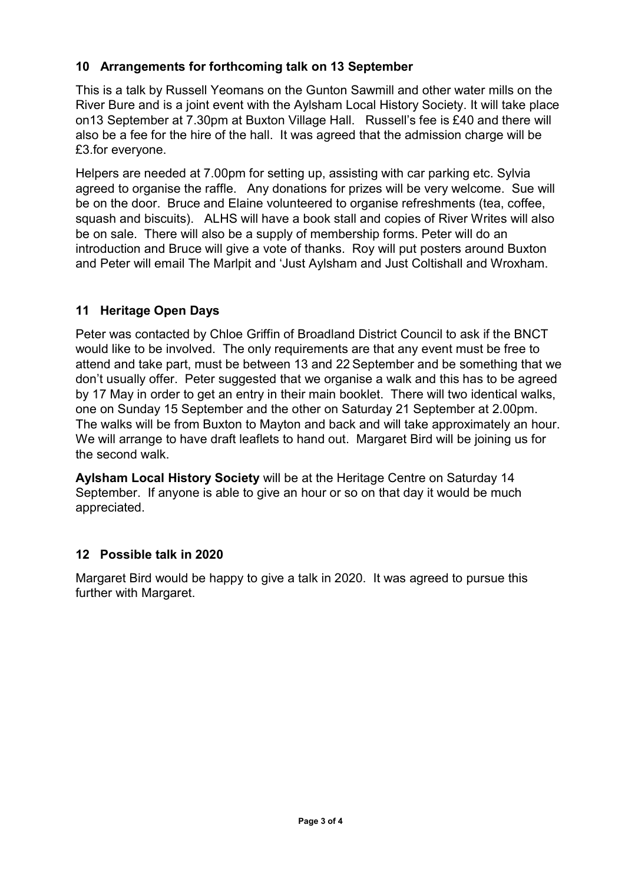## 10 Arrangements for forthcoming talk on 13 September

This is a talk by Russell Yeomans on the Gunton Sawmill and other water mills on the River Bure and is a joint event with the Aylsham Local History Society. It will take place on13 September at 7.30pm at Buxton Village Hall. Russell's fee is £40 and there will also be a fee for the hire of the hall. It was agreed that the admission charge will be £3.for everyone.

Helpers are needed at 7.00pm for setting up, assisting with car parking etc. Sylvia agreed to organise the raffle. Any donations for prizes will be very welcome. Sue will be on the door. Bruce and Elaine volunteered to organise refreshments (tea, coffee, squash and biscuits). ALHS will have a book stall and copies of River Writes will also be on sale. There will also be a supply of membership forms. Peter will do an introduction and Bruce will give a vote of thanks. Roy will put posters around Buxton and Peter will email The Marlpit and 'Just Aylsham and Just Coltishall and Wroxham.

## 11 Heritage Open Days

Peter was contacted by Chloe Griffin of Broadland District Council to ask if the BNCT would like to be involved. The only requirements are that any event must be free to attend and take part, must be between 13 and 22 September and be something that we don't usually offer. Peter suggested that we organise a walk and this has to be agreed by 17 May in order to get an entry in their main booklet. There will two identical walks, one on Sunday 15 September and the other on Saturday 21 September at 2.00pm. The walks will be from Buxton to Mayton and back and will take approximately an hour. We will arrange to have draft leaflets to hand out. Margaret Bird will be joining us for the second walk.

**Aylsham Local History Society** will be at the Heritage Centre on Saturday 14 September. If anyone is able to give an hour or so on that day it would be much appreciated.

## 12 Possible talk in 2020

Margaret Bird would be happy to give a talk in 2020. It was agreed to pursue this further with Margaret.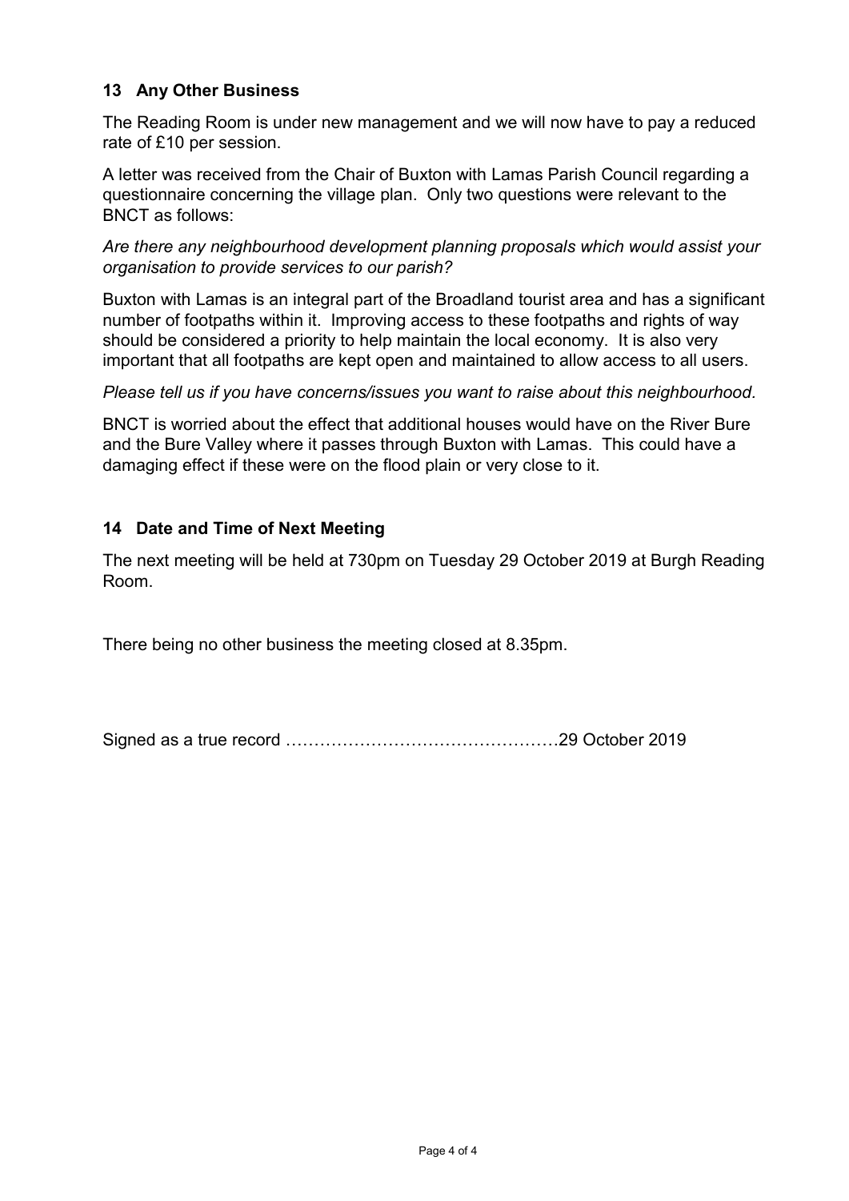## 13 Any Other Business

The Reading Room is under new management and we will now have to pay a reduced rate of £10 per session.

A letter was received from the Chair of Buxton with Lamas Parish Council regarding a questionnaire concerning the village plan. Only two questions were relevant to the BNCT as follows:

*Are there any neighbourhood development planning proposals which would assist your organisation to provide services to our parish?*

Buxton with Lamas is an integral part of the Broadland tourist area and has a significant number of footpaths within it. Improving access to these footpaths and rights of way should be considered a priority to help maintain the local economy. It is also very important that all footpaths are kept open and maintained to allow access to all users.

*Please tell us if you have concerns/issues you want to raise about this neighbourhood.*

BNCT is worried about the effect that additional houses would have on the River Bure and the Bure Valley where it passes through Buxton with Lamas. This could have a damaging effect if these were on the flood plain or very close to it.

## 14 Date and Time of Next Meeting

The next meeting will be held at 730pm on Tuesday 29 October 2019 at Burgh Reading Room.

There being no other business the meeting closed at 8.35pm.

Signed as a true record ……………………………………….29 October 2019